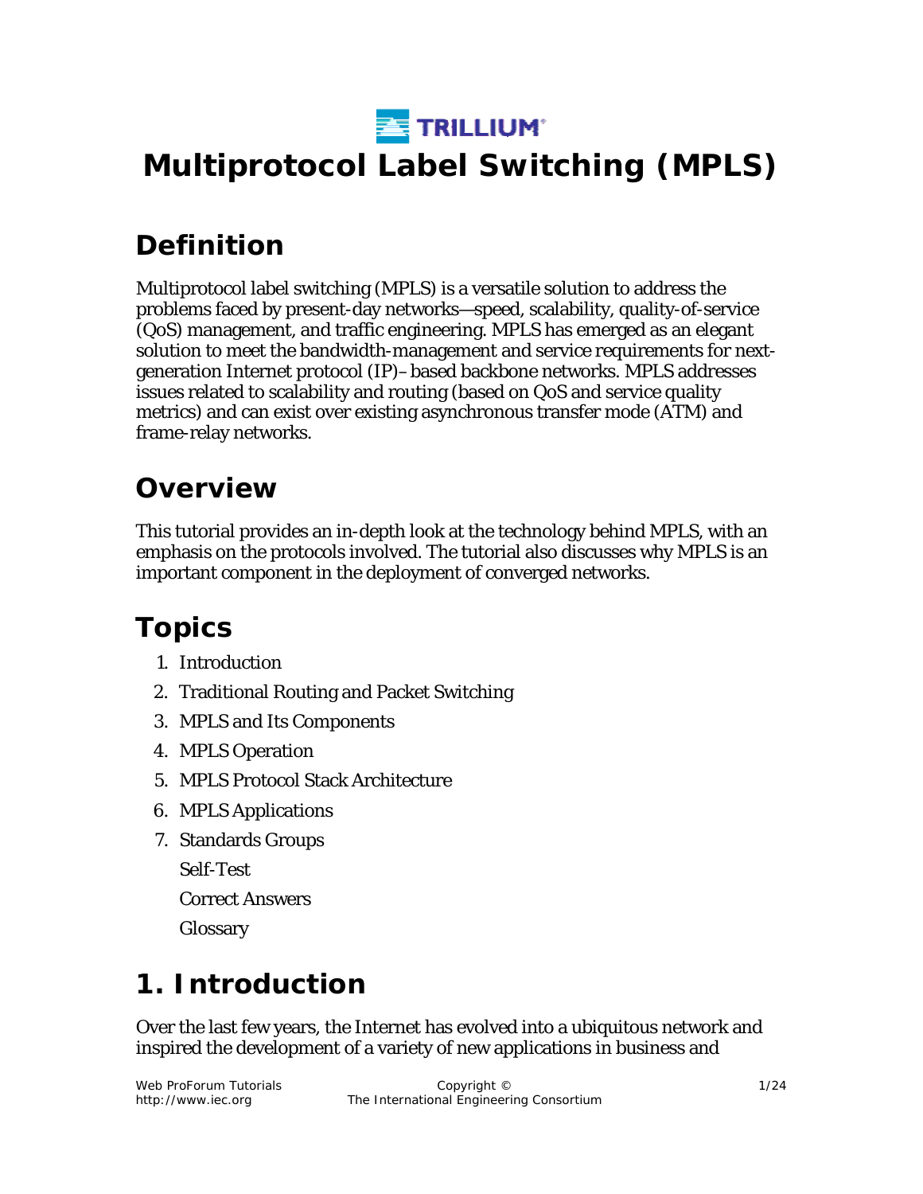TRILLIUM

# Multiprotocol Label Switching (MPLS)

## Definition

Multiprotocol label switching (MPLS) is a versatile solution to address the problems faced by present-day networks—speed, scalability, quality-of-service (QoS) management, and traffic engineering. MPLS has emerged as an elegant solution to meet the bandwidth-management and service requirements for next-generation Internet protocol (IP)– based backbone networks. MPLS addresses issues related to scalability and routing (based on QoS and service quality metrics) and can exist over existing asynchronous transfer mode (ATM) and frame-relay networks.

## Overview

This tutorial provides an in-depth look at the technology behind MPLS, with an emphasis on the protocols involved. The tutorial also discusses why MPLS is an important component in the deployment of converged networks.

## Topics

1. Introduction
2. Traditional Routing and Packet Switching
3. MPLS and Its Components
4. MPLS Operation
5. MPLS Protocol Stack Architecture
6. MPLS Applications
7. Standards Groups

   Self-Test

   Correct Answers

   Glossary

## 1. Introduction

Over the last few years, the Internet has evolved into a ubiquitous network and inspired the development of a variety of new applications in business and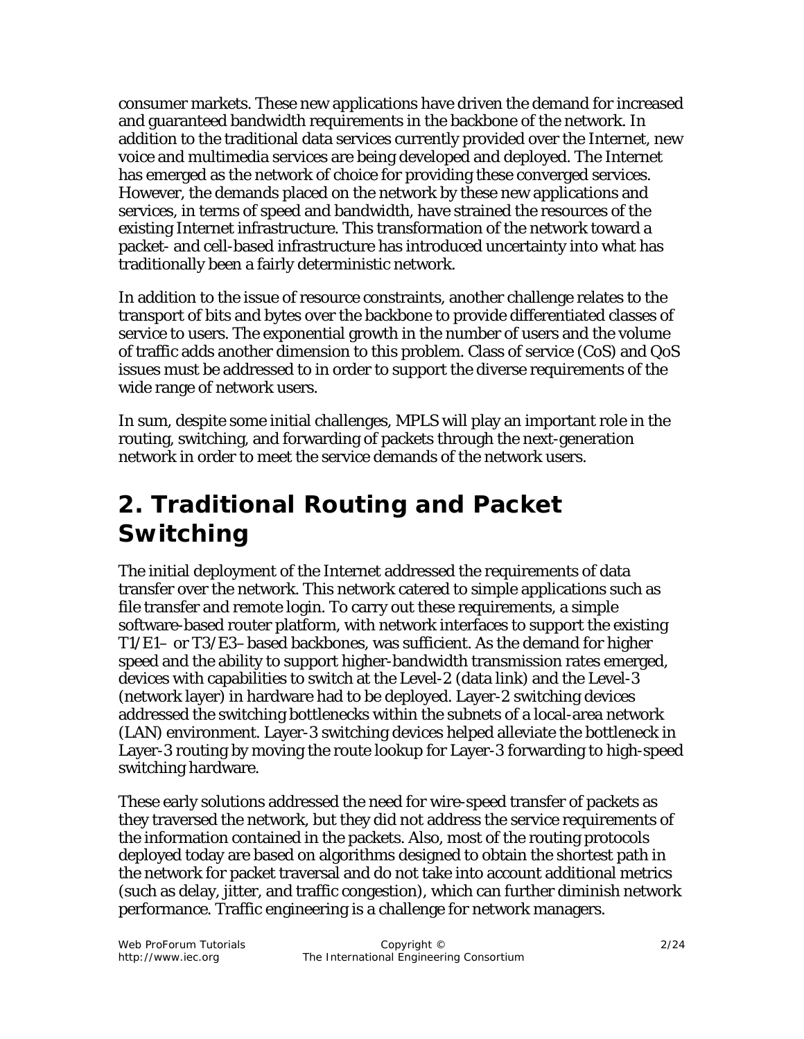consumer markets. These new applications have driven the demand for increased and guaranteed bandwidth requirements in the backbone of the network. In addition to the traditional data services currently provided over the Internet, new voice and multimedia services are being developed and deployed. The Internet has emerged as the network of choice for providing these converged services. However, the demands placed on the network by these new applications and services, in terms of speed and bandwidth, have strained the resources of the existing Internet infrastructure. This transformation of the network toward a packet- and cell-based infrastructure has introduced uncertainty into what has traditionally been a fairly deterministic network.

In addition to the issue of resource constraints, another challenge relates to the transport of bits and bytes over the backbone to provide differentiated classes of service to users. The exponential growth in the number of users and the volume of traffic adds another dimension to this problem. Class of service (CoS) and QoS issues must be addressed to in order to support the diverse requirements of the wide range of network users.

In sum, despite some initial challenges, MPLS will play an important role in the routing, switching, and forwarding of packets through the next-generation network in order to meet the service demands of the network users.

# 2. Traditional Routing and Packet Switching

The initial deployment of the Internet addressed the requirements of data transfer over the network. This network catered to simple applications such as file transfer and remote login. To carry out these requirements, a simple software-based router platform, with network interfaces to support the existing T1/E1– or T3/E3–based backbones, was sufficient. As the demand for higher speed and the ability to support higher-bandwidth transmission rates emerged, devices with capabilities to switch at the Level-2 (data link) and the Level-3 (network layer) in hardware had to be deployed. Layer-2 switching devices addressed the switching bottlenecks within the subnets of a local-area network (LAN) environment. Layer-3 switching devices helped alleviate the bottleneck in Layer-3 routing by moving the route lookup for Layer-3 forwarding to high-speed switching hardware.

These early solutions addressed the need for wire-speed transfer of packets as they traversed the network, but they did not address the service requirements of the information contained in the packets. Also, most of the routing protocols deployed today are based on algorithms designed to obtain the shortest path in the network for packet traversal and do not take into account additional metrics (such as delay, jitter, and traffic congestion), which can further diminish network performance. Traffic engineering is a challenge for network managers.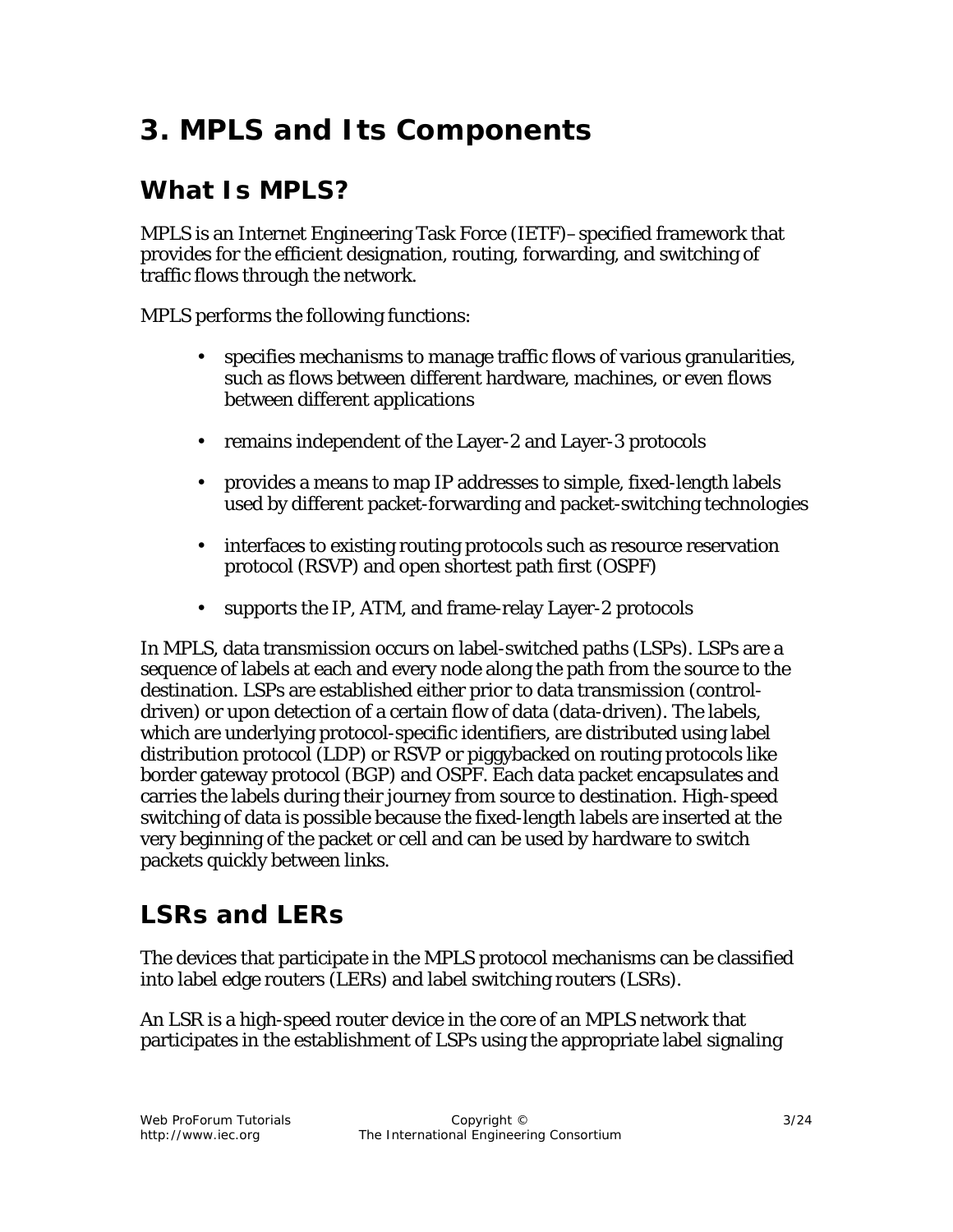# 3. MPLS and Its Components

## What Is MPLS?

MPLS is an Internet Engineering Task Force (IETF)–specified framework that provides for the efficient designation, routing, forwarding, and switching of traffic flows through the network.

MPLS performs the following functions:

- specifies mechanisms to manage traffic flows of various granularities, such as flows between different hardware, machines, or even flows between different applications
- remains independent of the Layer-2 and Layer-3 protocols
- provides a means to map IP addresses to simple, fixed-length labels used by different packet-forwarding and packet-switching technologies
- interfaces to existing routing protocols such as resource reservation protocol (RSVP) and open shortest path first (OSPF)
- supports the IP, ATM, and frame-relay Layer-2 protocols

In MPLS, data transmission occurs on label-switched paths (LSPs). LSPs are a sequence of labels at each and every node along the path from the source to the destination. LSPs are established either prior to data transmission (control-driven) or upon detection of a certain flow of data (data-driven). The labels, which are underlying protocol-specific identifiers, are distributed using label distribution protocol (LDP) or RSVP or piggybacked on routing protocols like border gateway protocol (BGP) and OSPF. Each data packet encapsulates and carries the labels during their journey from source to destination. High-speed switching of data is possible because the fixed-length labels are inserted at the very beginning of the packet or cell and can be used by hardware to switch packets quickly between links.

## LSRs and LERs

The devices that participate in the MPLS protocol mechanisms can be classified into label edge routers (LERs) and label switching routers (LSRs).

An LSR is a high-speed router device in the core of an MPLS network that participates in the establishment of LSPs using the appropriate label signaling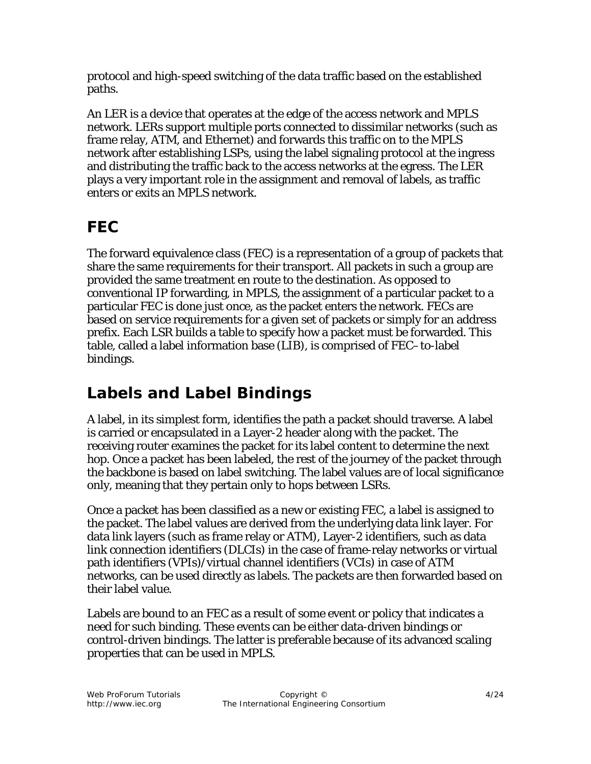protocol and high-speed switching of the data traffic based on the established paths.

An LER is a device that operates at the edge of the access network and MPLS network. LERs support multiple ports connected to dissimilar networks (such as frame relay, ATM, and Ethernet) and forwards this traffic on to the MPLS network after establishing LSPs, using the label signaling protocol at the ingress and distributing the traffic back to the access networks at the egress. The LER plays a very important role in the assignment and removal of labels, as traffic enters or exits an MPLS network.

## FEC

The forward equivalence class (FEC) is a representation of a group of packets that share the same requirements for their transport. All packets in such a group are provided the same treatment en route to the destination. As opposed to conventional IP forwarding, in MPLS, the assignment of a particular packet to a particular FEC is done just once, as the packet enters the network. FECs are based on service requirements for a given set of packets or simply for an address prefix. Each LSR builds a table to specify how a packet must be forwarded. This table, called a label information base (LIB), is comprised of FEC–to-label bindings.

## Labels and Label Bindings

A label, in its simplest form, identifies the path a packet should traverse. A label is carried or encapsulated in a Layer-2 header along with the packet. The receiving router examines the packet for its label content to determine the next hop. Once a packet has been labeled, the rest of the journey of the packet through the backbone is based on label switching. The label values are of local significance only, meaning that they pertain only to hops between LSRs.

Once a packet has been classified as a new or existing FEC, a label is assigned to the packet. The label values are derived from the underlying data link layer. For data link layers (such as frame relay or ATM), Layer-2 identifiers, such as data link connection identifiers (DLCIs) in the case of frame-relay networks or virtual path identifiers (VPIs)/virtual channel identifiers (VCIs) in case of ATM networks, can be used directly as labels. The packets are then forwarded based on their label value.

Labels are bound to an FEC as a result of some event or policy that indicates a need for such binding. These events can be either data-driven bindings or control-driven bindings. The latter is preferable because of its advanced scaling properties that can be used in MPLS.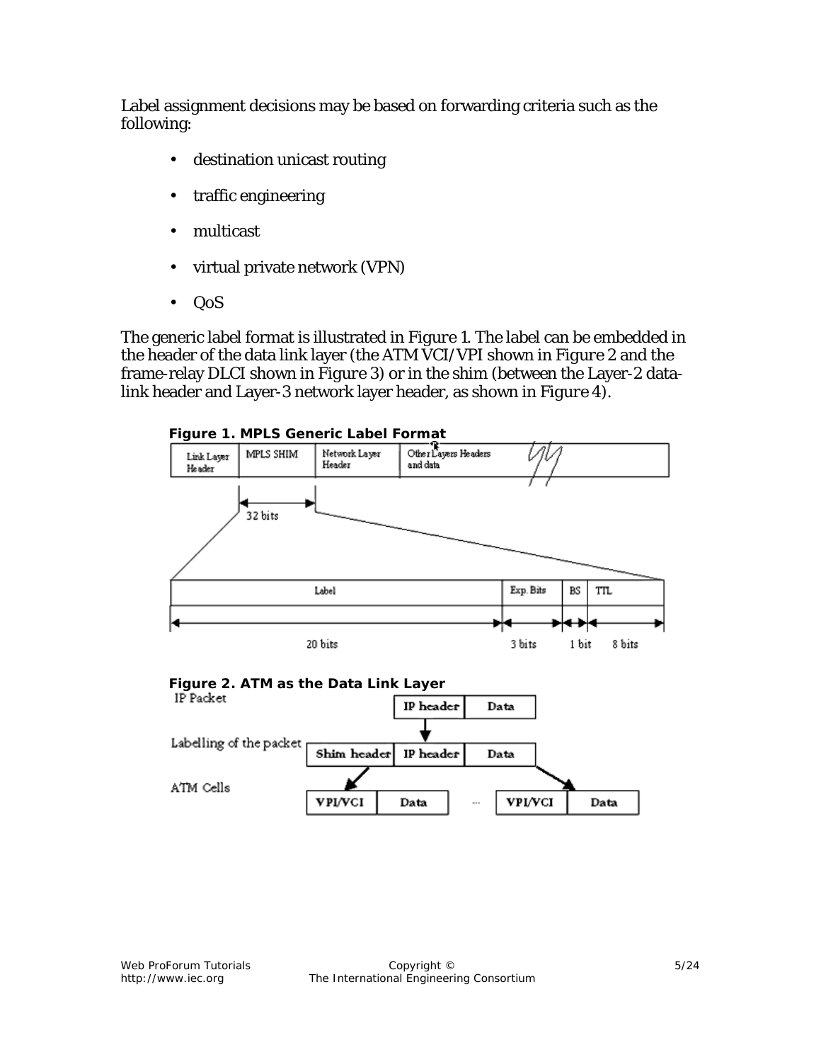Label assignment decisions may be based on forwarding criteria such as the following:

- destination unicast routing
- traffic engineering
- multicast
- virtual private network (VPN)
- QoS

The generic label format is illustrated in *Figure 1*. The label can be embedded in the header of the data link layer (the ATM VCI/VPI shown in *Figure 2* and the frame-relay DLCI shown in *Figure 3*) or in the shim (between the Layer-2 data-link header and Layer-3 network layer header, as shown in *Figure 4*).

**Figure 1. MPLS Generic Label Format**

**Figure 2. ATM as the Data Link Layer**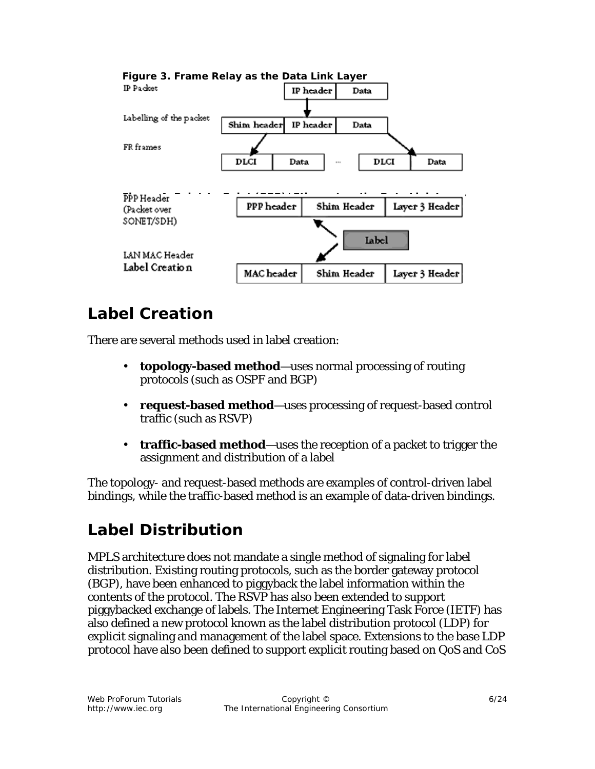**Figure 3. Frame Relay as the Data Link Layer**

## Label Creation

There are several methods used in label creation:

- **topology-based method**—uses normal processing of routing protocols (such as OSPF and BGP)
- **request-based method**—uses processing of request-based control traffic (such as RSVP)
- **traffic-based method**—uses the reception of a packet to trigger the assignment and distribution of a label

The topology- and request-based methods are examples of control-driven label bindings, while the traffic-based method is an example of data-driven bindings.

## Label Distribution

MPLS architecture does not mandate a single method of signaling for label distribution. Existing routing protocols, such as the border gateway protocol (BGP), have been enhanced to piggyback the label information within the contents of the protocol. The RSVP has also been extended to support piggybacked exchange of labels. The Internet Engineering Task Force (IETF) has also defined a new protocol known as the label distribution protocol (LDP) for explicit signaling and management of the label space. Extensions to the base LDP protocol have also been defined to support explicit routing based on QoS and CoS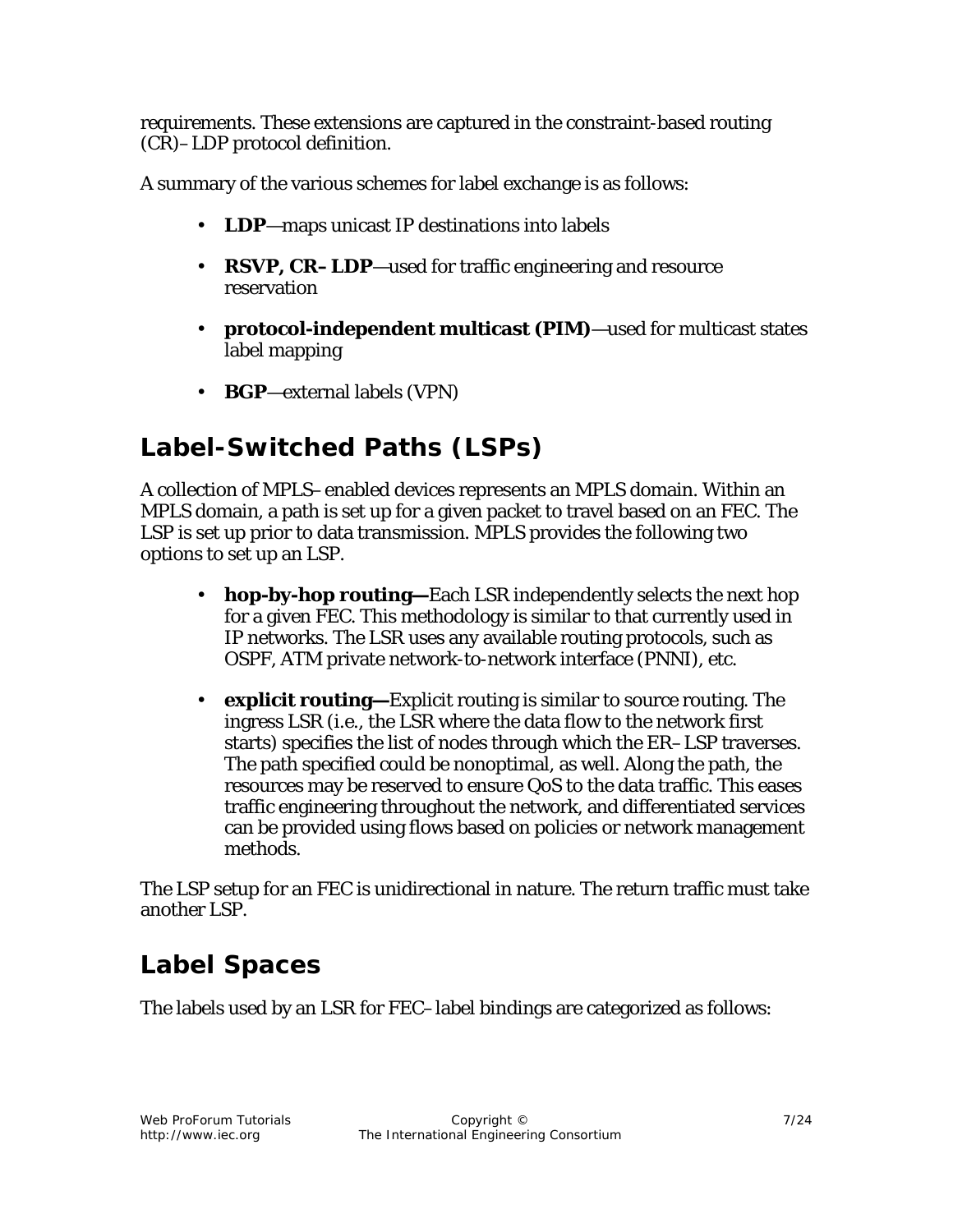requirements. These extensions are captured in the constraint-based routing (CR)–LDP protocol definition.

A summary of the various schemes for label exchange is as follows:

- **LDP**—maps unicast IP destinations into labels
- **RSVP, CR–LDP**—used for traffic engineering and resource reservation
- **protocol-independent multicast (PIM)**—used for multicast states label mapping
- **BGP**—external labels (VPN)

## Label-Switched Paths (LSPs)

A collection of MPLS–enabled devices represents an MPLS domain. Within an MPLS domain, a path is set up for a given packet to travel based on an FEC. The LSP is set up prior to data transmission. MPLS provides the following two options to set up an LSP.

- **hop-by-hop routing—**Each LSR independently selects the next hop for a given FEC. This methodology is similar to that currently used in IP networks. The LSR uses any available routing protocols, such as OSPF, ATM private network-to-network interface (PNNI), etc.
- **explicit routing—**Explicit routing is similar to source routing. The ingress LSR (i.e., the LSR where the data flow to the network first starts) specifies the list of nodes through which the ER–LSP traverses. The path specified could be nonoptimal, as well. Along the path, the resources may be reserved to ensure QoS to the data traffic. This eases traffic engineering throughout the network, and differentiated services can be provided using flows based on policies or network management methods.

The LSP setup for an FEC is unidirectional in nature. The return traffic must take another LSP.

## Label Spaces

The labels used by an LSR for FEC–label bindings are categorized as follows: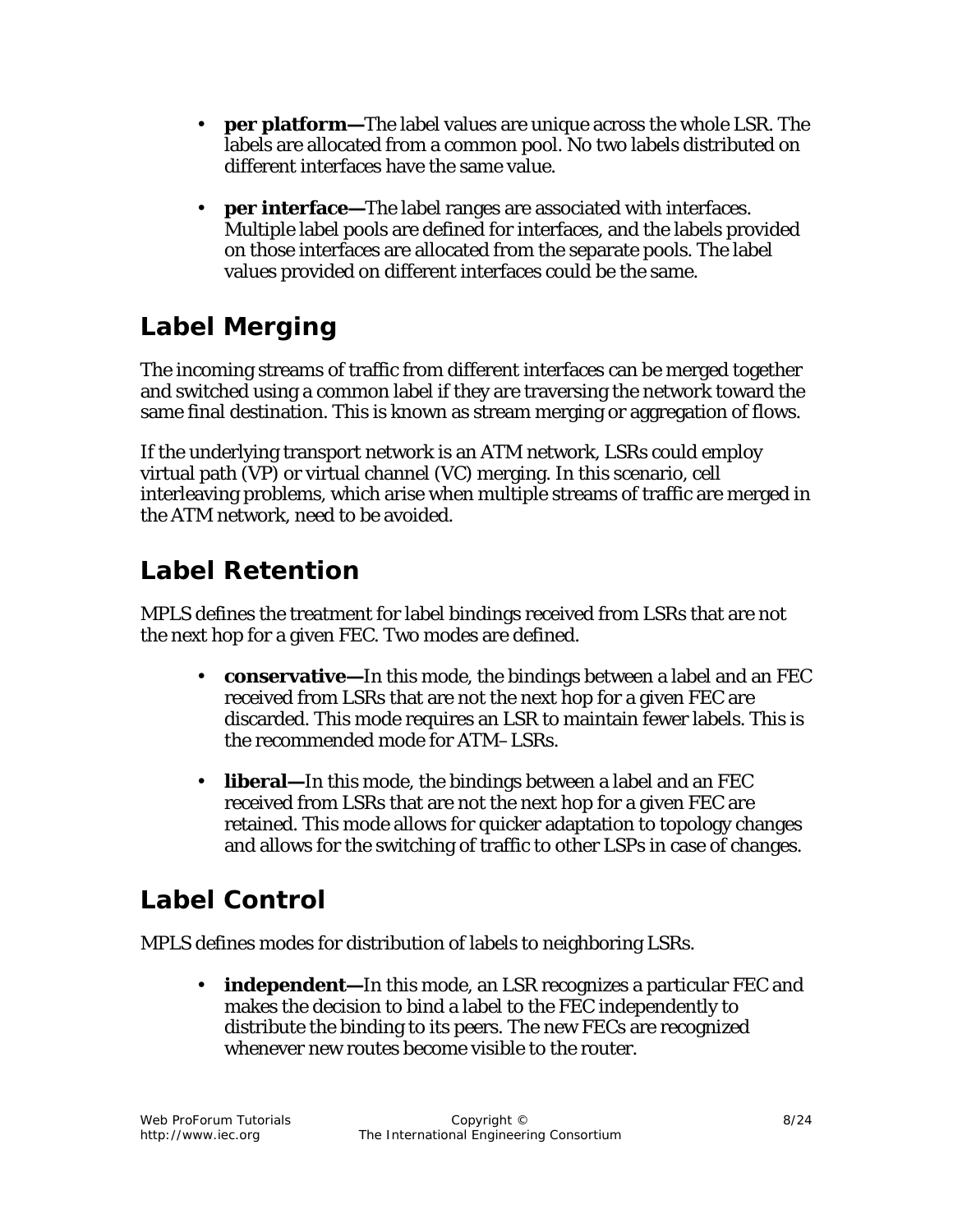- **per platform—**The label values are unique across the whole LSR. The labels are allocated from a common pool. No two labels distributed on different interfaces have the same value.
- **per interface—**The label ranges are associated with interfaces. Multiple label pools are defined for interfaces, and the labels provided on those interfaces are allocated from the separate pools. The label values provided on different interfaces could be the same.

## Label Merging

The incoming streams of traffic from different interfaces can be merged together and switched using a common label if they are traversing the network toward the same final destination. This is known as stream merging or aggregation of flows.

If the underlying transport network is an ATM network, LSRs could employ virtual path (VP) or virtual channel (VC) merging. In this scenario, cell interleaving problems, which arise when multiple streams of traffic are merged in the ATM network, need to be avoided.

## Label Retention

MPLS defines the treatment for label bindings received from LSRs that are not the next hop for a given FEC. Two modes are defined.

- **conservative—**In this mode, the bindings between a label and an FEC received from LSRs that are not the next hop for a given FEC are discarded. This mode requires an LSR to maintain fewer labels. This is the recommended mode for ATM–LSRs.
- **liberal—**In this mode, the bindings between a label and an FEC received from LSRs that are not the next hop for a given FEC are retained. This mode allows for quicker adaptation to topology changes and allows for the switching of traffic to other LSPs in case of changes.

## Label Control

MPLS defines modes for distribution of labels to neighboring LSRs.

- **independent—**In this mode, an LSR recognizes a particular FEC and makes the decision to bind a label to the FEC independently to distribute the binding to its peers. The new FECs are recognized whenever new routes become visible to the router.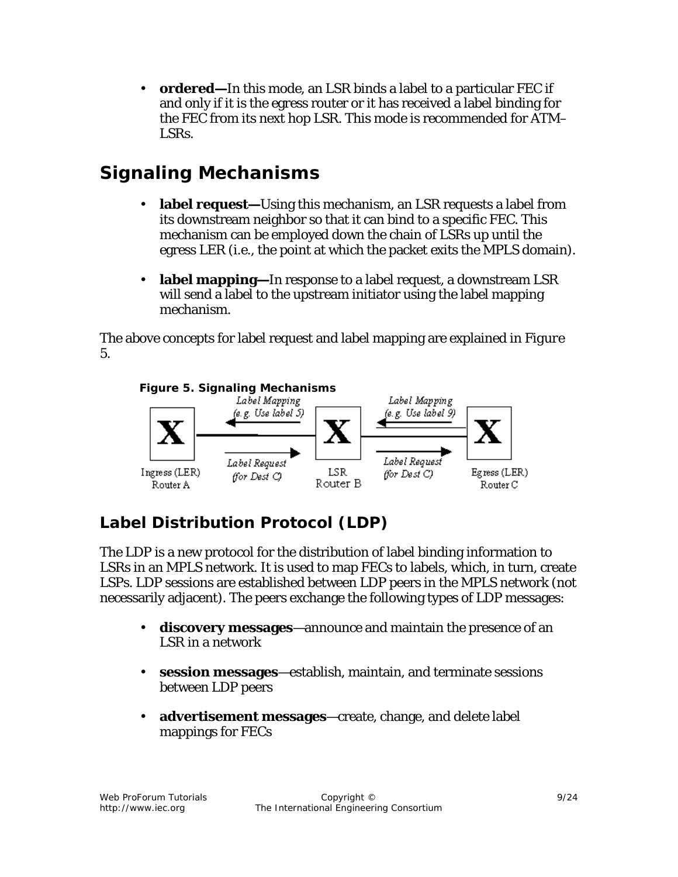- **ordered—**In this mode, an LSR binds a label to a particular FEC if and only if it is the egress router or it has received a label binding for the FEC from its next hop LSR. This mode is recommended for ATM–LSRs.

## Signaling Mechanisms

- **label request—**Using this mechanism, an LSR requests a label from its downstream neighbor so that it can bind to a specific FEC. This mechanism can be employed down the chain of LSRs up until the egress LER (i.e., the point at which the packet exits the MPLS domain).
- **label mapping—**In response to a label request, a downstream LSR will send a label to the upstream initiator using the label mapping mechanism.

The above concepts for label request and label mapping are explained in Figure 5.

**Figure 5. Signaling Mechanisms**

*Label Mapping (e.g. Use label 5)* · *Label Mapping (e.g. Use label 9)*

*Label Request (for Dest C)* · *Label Request (for Dest C)*

Ingress (LER) Router A · LSR Router B · Egress (LER) Router C

### Label Distribution Protocol (LDP)

The LDP is a new protocol for the distribution of label binding information to LSRs in an MPLS network. It is used to map FECs to labels, which, in turn, create LSPs. LDP sessions are established between LDP peers in the MPLS network (not necessarily adjacent). The peers exchange the following types of LDP messages:

- **discovery messages**—announce and maintain the presence of an LSR in a network
- **session messages**—establish, maintain, and terminate sessions between LDP peers
- **advertisement messages**—create, change, and delete label mappings for FECs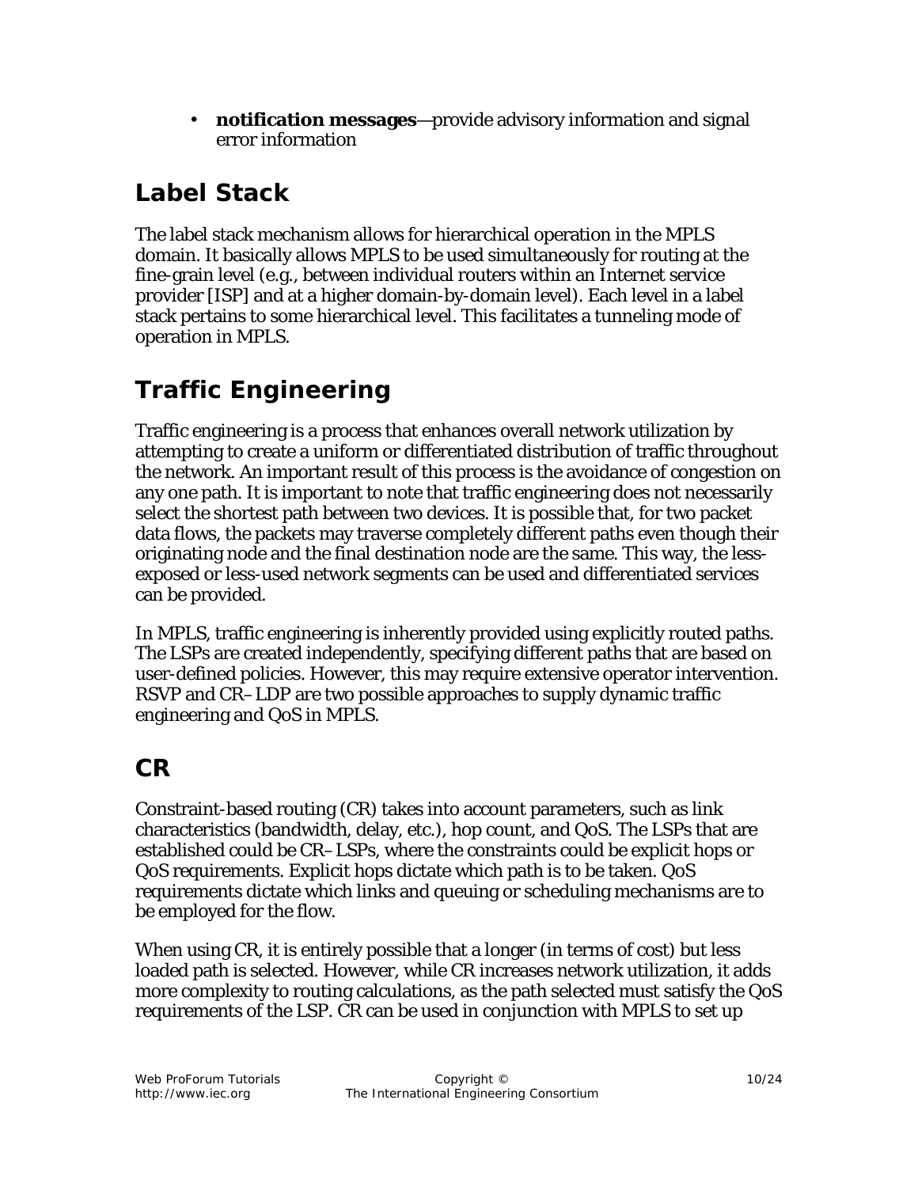- **notification messages**—provide advisory information and signal error information

## Label Stack

The label stack mechanism allows for hierarchical operation in the MPLS domain. It basically allows MPLS to be used simultaneously for routing at the fine-grain level (e.g., between individual routers within an Internet service provider [ISP] and at a higher domain-by-domain level). Each level in a label stack pertains to some hierarchical level. This facilitates a tunneling mode of operation in MPLS.

## Traffic Engineering

Traffic engineering is a process that enhances overall network utilization by attempting to create a uniform or differentiated distribution of traffic throughout the network. An important result of this process is the avoidance of congestion on any one path. It is important to note that traffic engineering does not necessarily select the shortest path between two devices. It is possible that, for two packet data flows, the packets may traverse completely different paths even though their originating node and the final destination node are the same. This way, the less-exposed or less-used network segments can be used and differentiated services can be provided.

In MPLS, traffic engineering is inherently provided using explicitly routed paths. The LSPs are created independently, specifying different paths that are based on user-defined policies. However, this may require extensive operator intervention. RSVP and CR–LDP are two possible approaches to supply dynamic traffic engineering and QoS in MPLS.

## CR

Constraint-based routing (CR) takes into account parameters, such as link characteristics (bandwidth, delay, etc.), hop count, and QoS. The LSPs that are established could be CR–LSPs, where the constraints could be explicit hops or QoS requirements. Explicit hops dictate which path is to be taken. QoS requirements dictate which links and queuing or scheduling mechanisms are to be employed for the flow.

When using CR, it is entirely possible that a longer (in terms of cost) but less loaded path is selected. However, while CR increases network utilization, it adds more complexity to routing calculations, as the path selected must satisfy the QoS requirements of the LSP. CR can be used in conjunction with MPLS to set up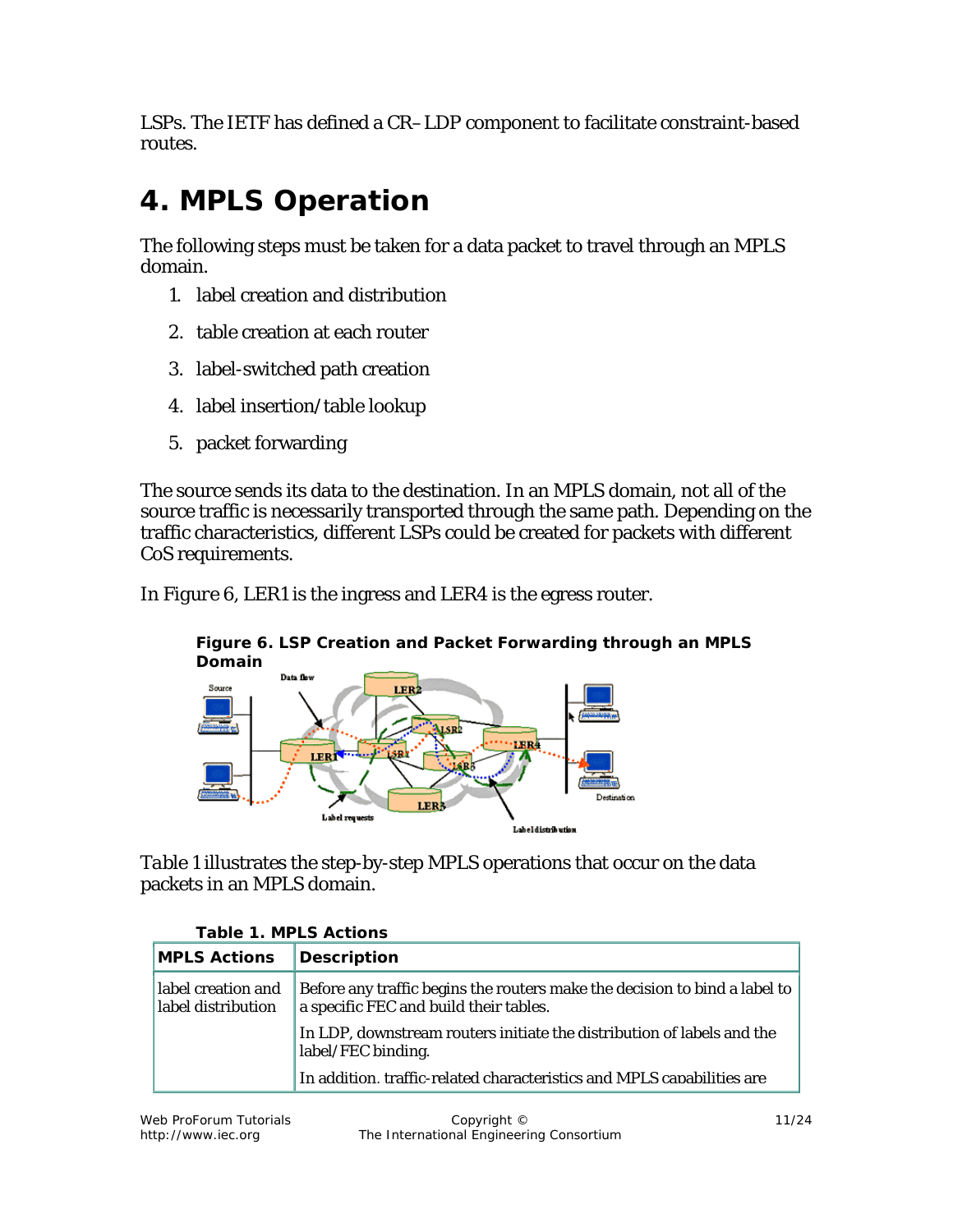LSPs. The IETF has defined a CR–LDP component to facilitate constraint-based routes.

# 4. MPLS Operation

The following steps must be taken for a data packet to travel through an MPLS domain.

1. label creation and distribution
2. table creation at each router
3. label-switched path creation
4. label insertion/table lookup
5. packet forwarding

The source sends its data to the destination. In an MPLS domain, not all of the source traffic is necessarily transported through the same path. Depending on the traffic characteristics, different LSPs could be created for packets with different CoS requirements.

In Figure 6, LER1 is the ingress and LER4 is the egress router.

**Figure 6. LSP Creation and Packet Forwarding through an MPLS Domain**

Table 1 illustrates the step-by-step MPLS operations that occur on the data packets in an MPLS domain.

**Table 1. MPLS Actions**

| MPLS Actions | Description |
| --- | --- |
| label creation and label distribution | Before any traffic begins the routers make the decision to bind a label to a specific FEC and build their tables.<br><br>In LDP, downstream routers initiate the distribution of labels and the label/FEC binding.<br><br>In addition, traffic-related characteristics and MPLS capabilities are |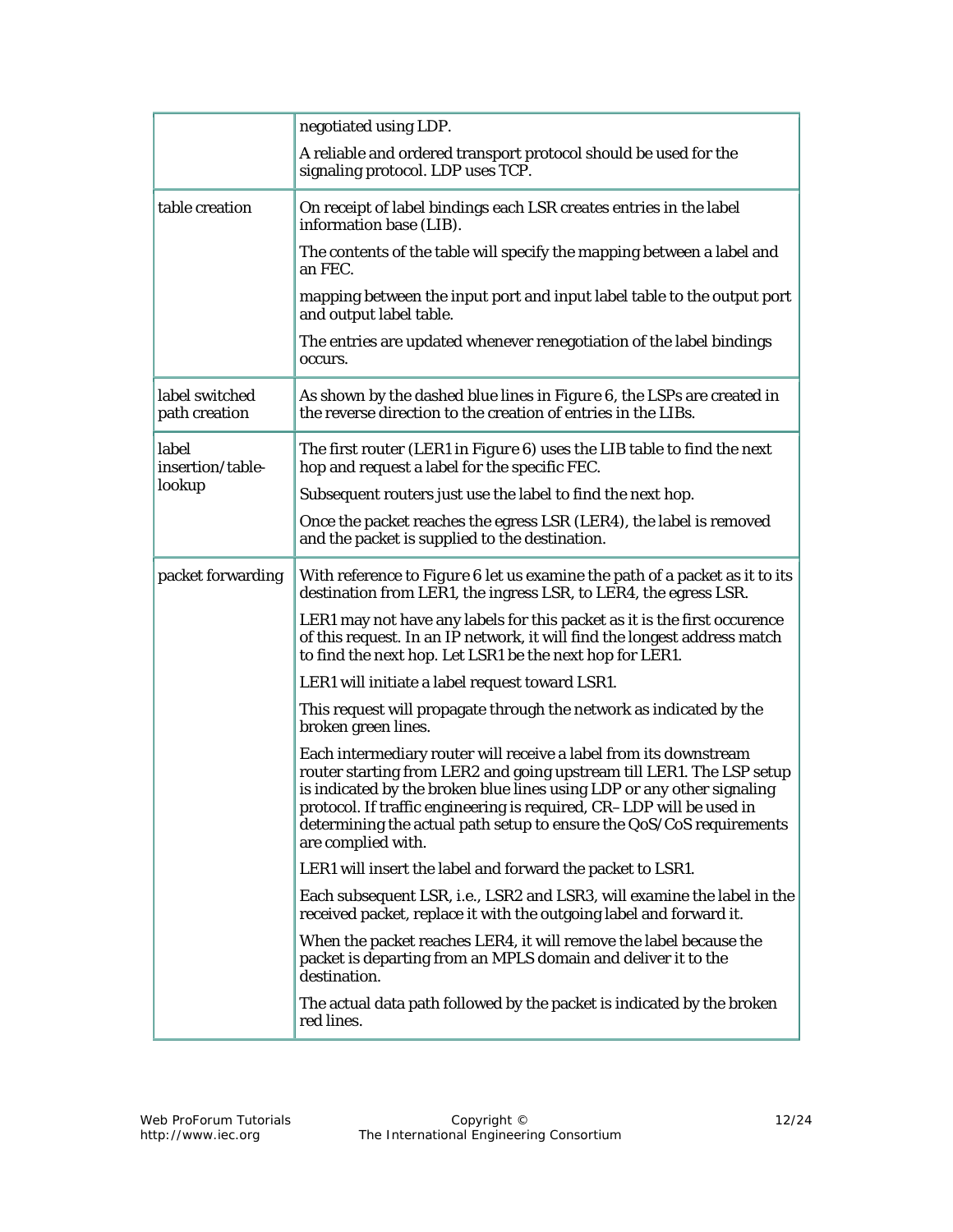| | |
|---|---|
| | negotiated using LDP.<br><br>A reliable and ordered transport protocol should be used for the signaling protocol. LDP uses TCP. |
| table creation | On receipt of label bindings each LSR creates entries in the label information base (LIB).<br><br>The contents of the table will specify the mapping between a label and an FEC.<br><br>mapping between the input port and input label table to the output port and output label table.<br><br>The entries are updated whenever renegotiation of the label bindings occurs. |
| label switched path creation | As shown by the dashed blue lines in *Figure 6*, the LSPs are created in the reverse direction to the creation of entries in the LIBs. |
| label insertion/table-lookup | The first router (LER1 in *Figure 6*) uses the LIB table to find the next hop and request a label for the specific FEC.<br><br>Subsequent routers just use the label to find the next hop.<br><br>Once the packet reaches the egress LSR (LER4), the label is removed and the packet is supplied to the destination. |
| packet forwarding | With reference to *Figure 6* let us examine the path of a packet as it to its destination from LER1, the ingress LSR, to LER4, the egress LSR.<br><br>LER1 may not have any labels for this packet as it is the first occurence of this request. In an IP network, it will find the longest address match to find the next hop. Let LSR1 be the next hop for LER1.<br><br>LER1 will initiate a label request toward LSR1.<br><br>This request will propagate through the network as indicated by the broken green lines.<br><br>Each intermediary router will receive a label from its downstream router starting from LER2 and going upstream till LER1. The LSP setup is indicated by the broken blue lines using LDP or any other signaling protocol. If traffic engineering is required, CR–LDP will be used in determining the actual path setup to ensure the QoS/CoS requirements are complied with.<br><br>LER1 will insert the label and forward the packet to LSR1.<br><br>Each subsequent LSR, i.e., LSR2 and LSR3, will examine the label in the received packet, replace it with the outgoing label and forward it.<br><br>When the packet reaches LER4, it will remove the label because the packet is departing from an MPLS domain and deliver it to the destination.<br><br>The actual data path followed by the packet is indicated by the broken red lines. |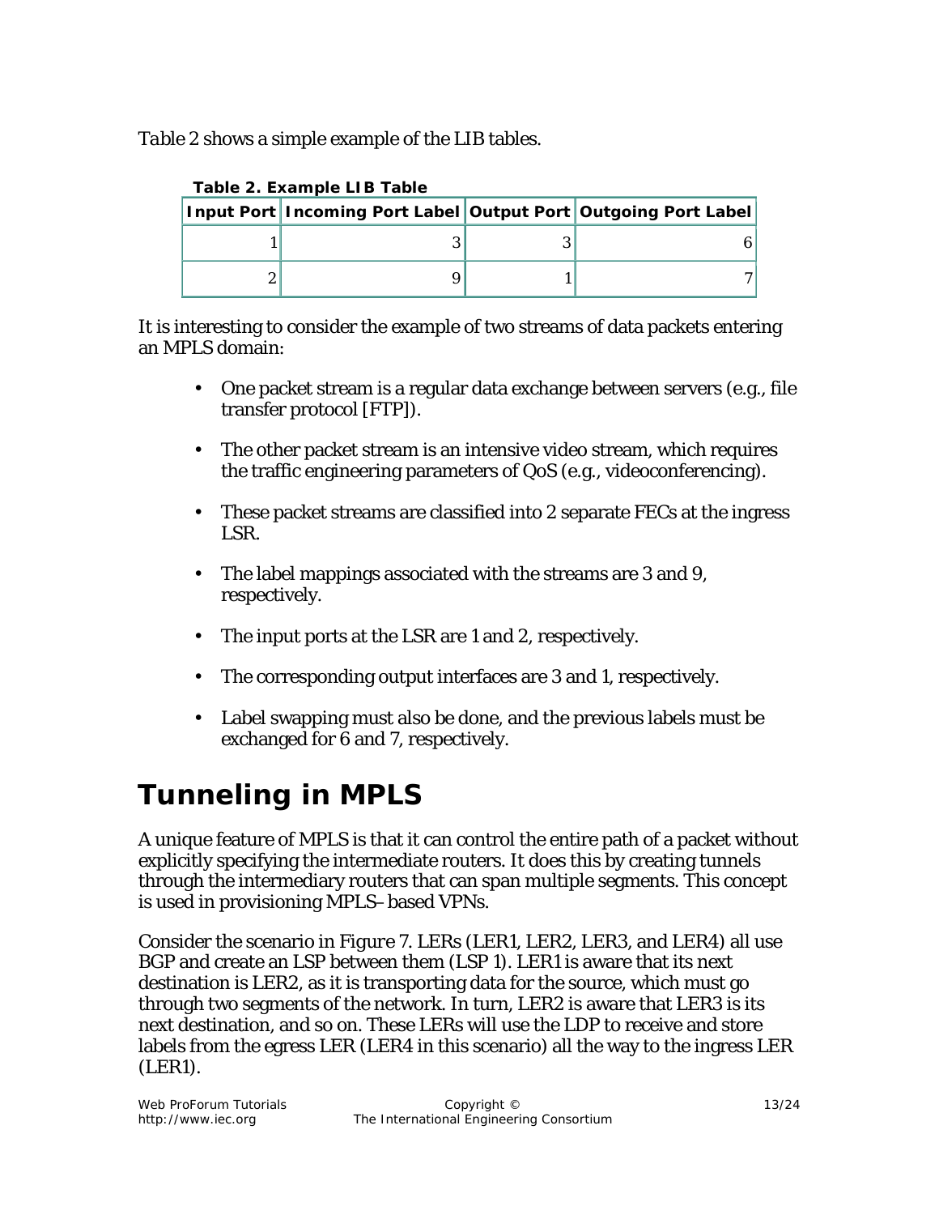Table 2 shows a simple example of the LIB tables.

**Table 2. Example LIB Table**

| Input Port | Incoming Port Label | Output Port | Outgoing Port Label |
|---|---|---|---|
| 1 | 3 | 3 | 6 |
| 2 | 9 | 1 | 7 |

It is interesting to consider the example of two streams of data packets entering an MPLS domain:

- One packet stream is a regular data exchange between servers (e.g., file transfer protocol [FTP]).
- The other packet stream is an intensive video stream, which requires the traffic engineering parameters of QoS (e.g., videoconferencing).
- These packet streams are classified into 2 separate FECs at the ingress LSR.
- The label mappings associated with the streams are 3 and 9, respectively.
- The input ports at the LSR are 1 and 2, respectively.
- The corresponding output interfaces are 3 and 1, respectively.
- Label swapping must also be done, and the previous labels must be exchanged for 6 and 7, respectively.

# Tunneling in MPLS

A unique feature of MPLS is that it can control the entire path of a packet without explicitly specifying the intermediate routers. It does this by creating tunnels through the intermediary routers that can span multiple segments. This concept is used in provisioning MPLS–based VPNs.

Consider the scenario in *Figure 7*. LERs (LER1, LER2, LER3, and LER4) all use BGP and create an LSP between them (LSP 1). LER1 is aware that its next destination is LER2, as it is transporting data for the source, which must go through two segments of the network. In turn, LER2 is aware that LER3 is its next destination, and so on. These LERs will use the LDP to receive and store labels from the egress LER (LER4 in this scenario) all the way to the ingress LER (LER1).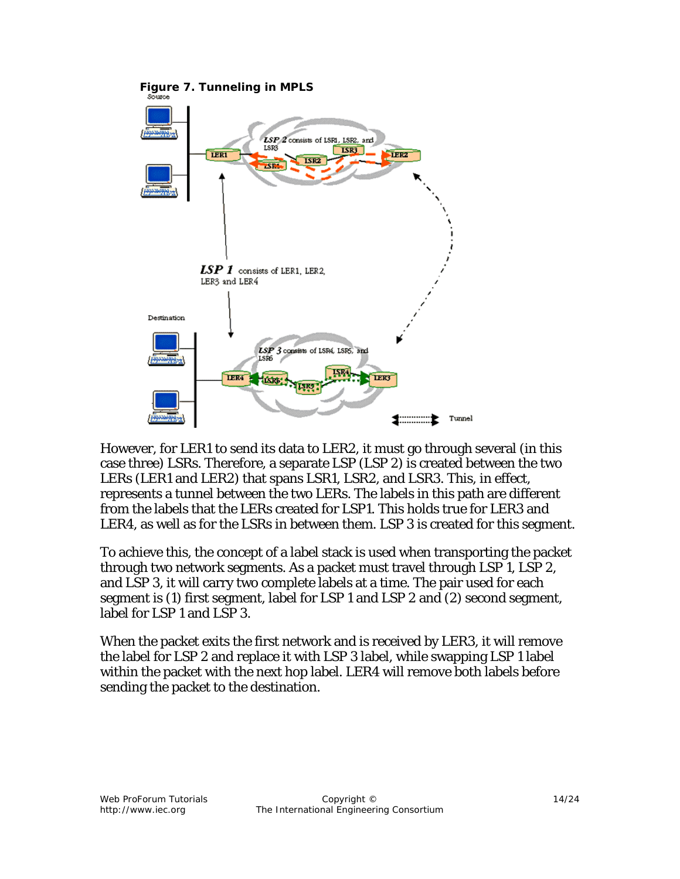**Figure 7. Tunneling in MPLS**

However, for LER1 to send its data to LER2, it must go through several (in this case three) LSRs. Therefore, a separate LSP (LSP 2) is created between the two LERs (LER1 and LER2) that spans LSR1, LSR2, and LSR3. This, in effect, represents a tunnel between the two LERs. The labels in this path are different from the labels that the LERs created for LSP1. This holds true for LER3 and LER4, as well as for the LSRs in between them. LSP 3 is created for this segment.

To achieve this, the concept of a label stack is used when transporting the packet through two network segments. As a packet must travel through LSP 1, LSP 2, and LSP 3, it will carry two complete labels at a time. The pair used for each segment is (1) first segment, label for LSP 1 and LSP 2 and (2) second segment, label for LSP 1 and LSP 3.

When the packet exits the first network and is received by LER3, it will remove the label for LSP 2 and replace it with LSP 3 label, while swapping LSP 1 label within the packet with the next hop label. LER4 will remove both labels before sending the packet to the destination.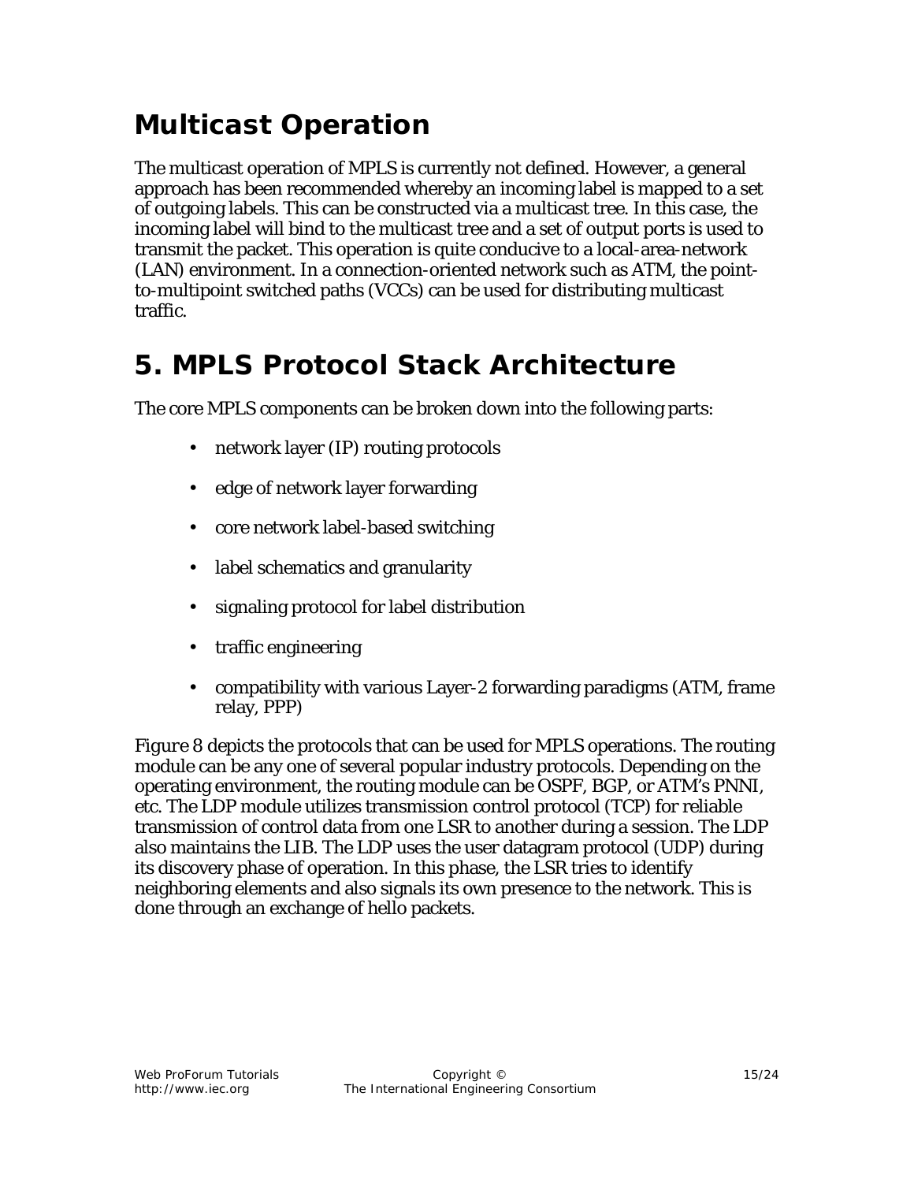## Multicast Operation

The multicast operation of MPLS is currently not defined. However, a general approach has been recommended whereby an incoming label is mapped to a set of outgoing labels. This can be constructed via a multicast tree. In this case, the incoming label will bind to the multicast tree and a set of output ports is used to transmit the packet. This operation is quite conducive to a local-area-network (LAN) environment. In a connection-oriented network such as ATM, the point-to-multipoint switched paths (VCCs) can be used for distributing multicast traffic.

# 5. MPLS Protocol Stack Architecture

The core MPLS components can be broken down into the following parts:

- network layer (IP) routing protocols
- edge of network layer forwarding
- core network label-based switching
- label schematics and granularity
- signaling protocol for label distribution
- traffic engineering
- compatibility with various Layer-2 forwarding paradigms (ATM, frame relay, PPP)

*Figure 8* depicts the protocols that can be used for MPLS operations. The routing module can be any one of several popular industry protocols. Depending on the operating environment, the routing module can be OSPF, BGP, or ATM's PNNI, etc. The LDP module utilizes transmission control protocol (TCP) for reliable transmission of control data from one LSR to another during a session. The LDP also maintains the LIB. The LDP uses the user datagram protocol (UDP) during its discovery phase of operation. In this phase, the LSR tries to identify neighboring elements and also signals its own presence to the network. This is done through an exchange of hello packets.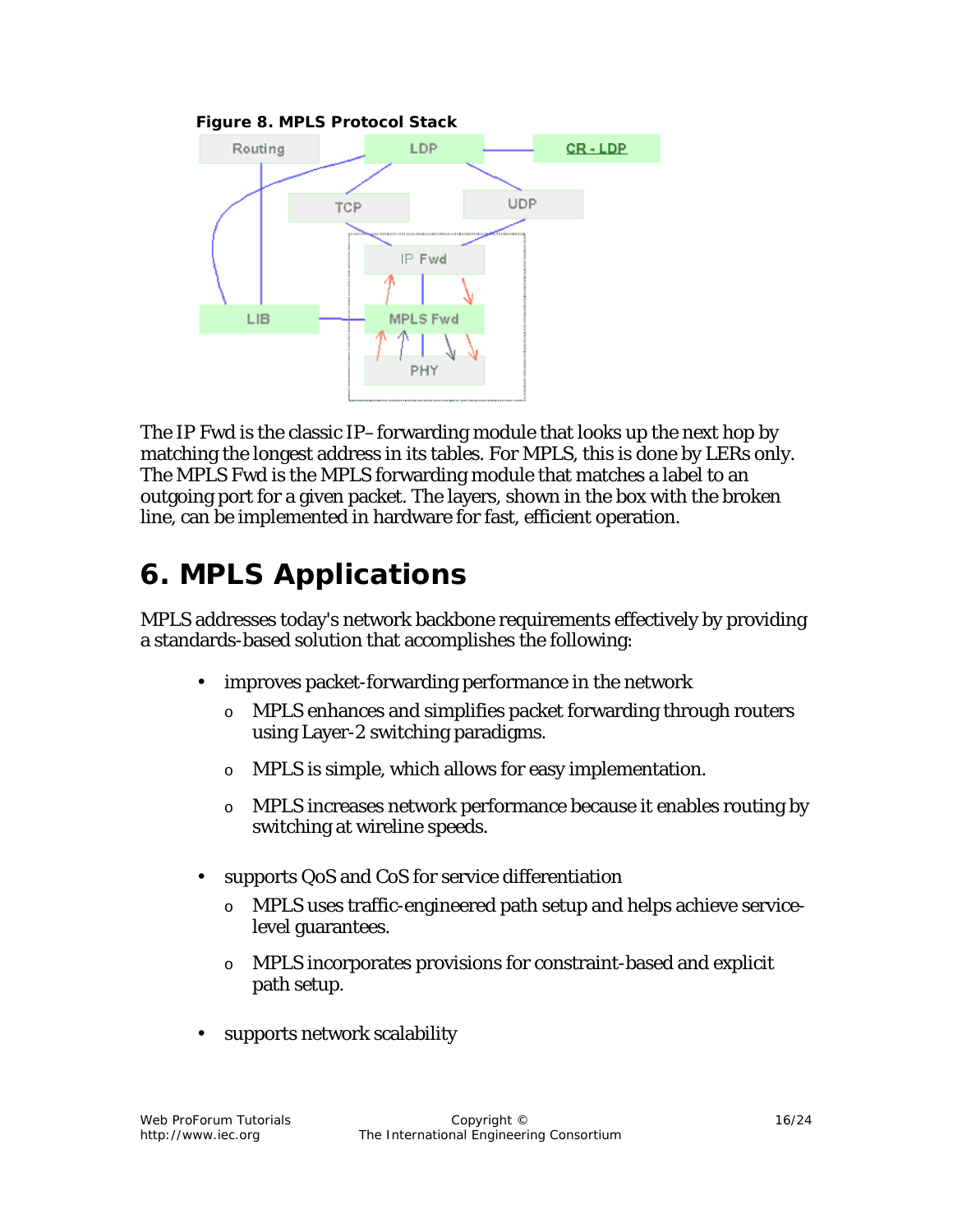**Figure 8. MPLS Protocol Stack**

The IP Fwd is the classic IP–forwarding module that looks up the next hop by matching the longest address in its tables. For MPLS, this is done by LERs only. The MPLS Fwd is the MPLS forwarding module that matches a label to an outgoing port for a given packet. The layers, shown in the box with the broken line, can be implemented in hardware for fast, efficient operation.

# 6. MPLS Applications

MPLS addresses today's network backbone requirements effectively by providing a standards-based solution that accomplishes the following:

- improves packet-forwarding performance in the network
    - MPLS enhances and simplifies packet forwarding through routers using Layer-2 switching paradigms.
    - MPLS is simple, which allows for easy implementation.
    - MPLS increases network performance because it enables routing by switching at wireline speeds.
- supports QoS and CoS for service differentiation
    - MPLS uses traffic-engineered path setup and helps achieve service-level guarantees.
    - MPLS incorporates provisions for constraint-based and explicit path setup.
- supports network scalability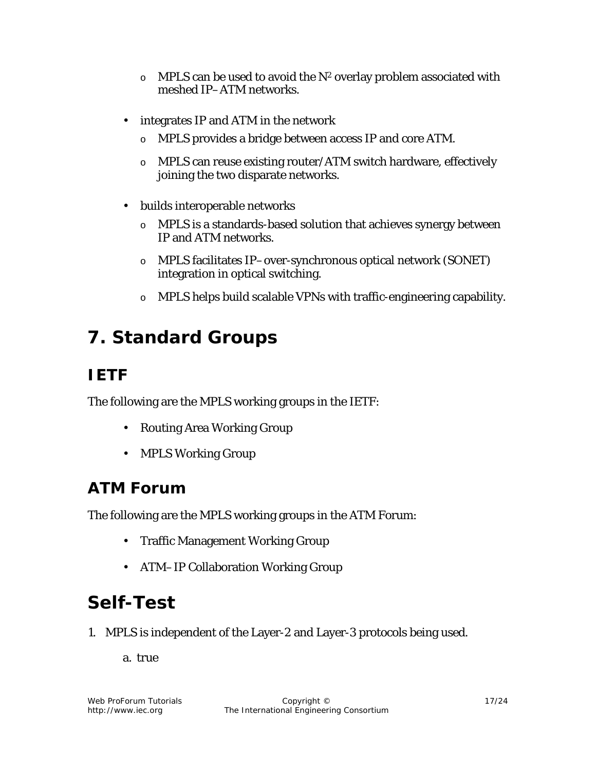- MPLS can be used to avoid the $N^2$ overlay problem associated with meshed IP–ATM networks.

- integrates IP and ATM in the network
   - MPLS provides a bridge between access IP and core ATM.
   - MPLS can reuse existing router/ATM switch hardware, effectively joining the two disparate networks.

- builds interoperable networks
   - MPLS is a standards-based solution that achieves synergy between IP and ATM networks.
   - MPLS facilitates IP–over-synchronous optical network (SONET) integration in optical switching.
   - MPLS helps build scalable VPNs with traffic-engineering capability.

# 7. Standard Groups

## IETF

The following are the MPLS working groups in the IETF:

- Routing Area Working Group
- MPLS Working Group

## ATM Forum

The following are the MPLS working groups in the ATM Forum:

- Traffic Management Working Group
- ATM–IP Collaboration Working Group

# Self-Test

1. MPLS is independent of the Layer-2 and Layer-3 protocols being used.

   a. true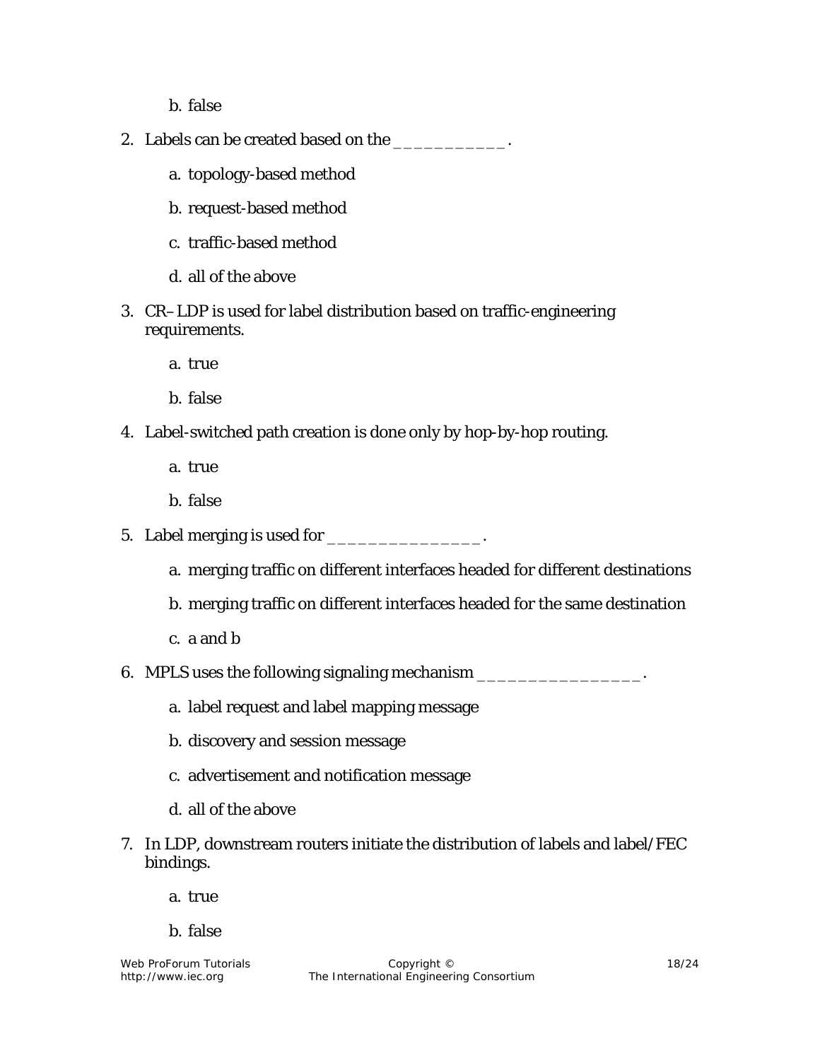b. false

2. Labels can be created based on the ___________.

   a. topology-based method

   b. request-based method

   c. traffic-based method

   d. all of the above

3. CR–LDP is used for label distribution based on traffic-engineering requirements.

   a. true

   b. false

4. Label-switched path creation is done only by hop-by-hop routing.

   a. true

   b. false

5. Label merging is used for _______________.

   a. merging traffic on different interfaces headed for different destinations

   b. merging traffic on different interfaces headed for the same destination

   c. a and b

6. MPLS uses the following signaling mechanism ________________.

   a. label request and label mapping message

   b. discovery and session message

   c. advertisement and notification message

   d. all of the above

7. In LDP, downstream routers initiate the distribution of labels and label/FEC bindings.

   a. true

   b. false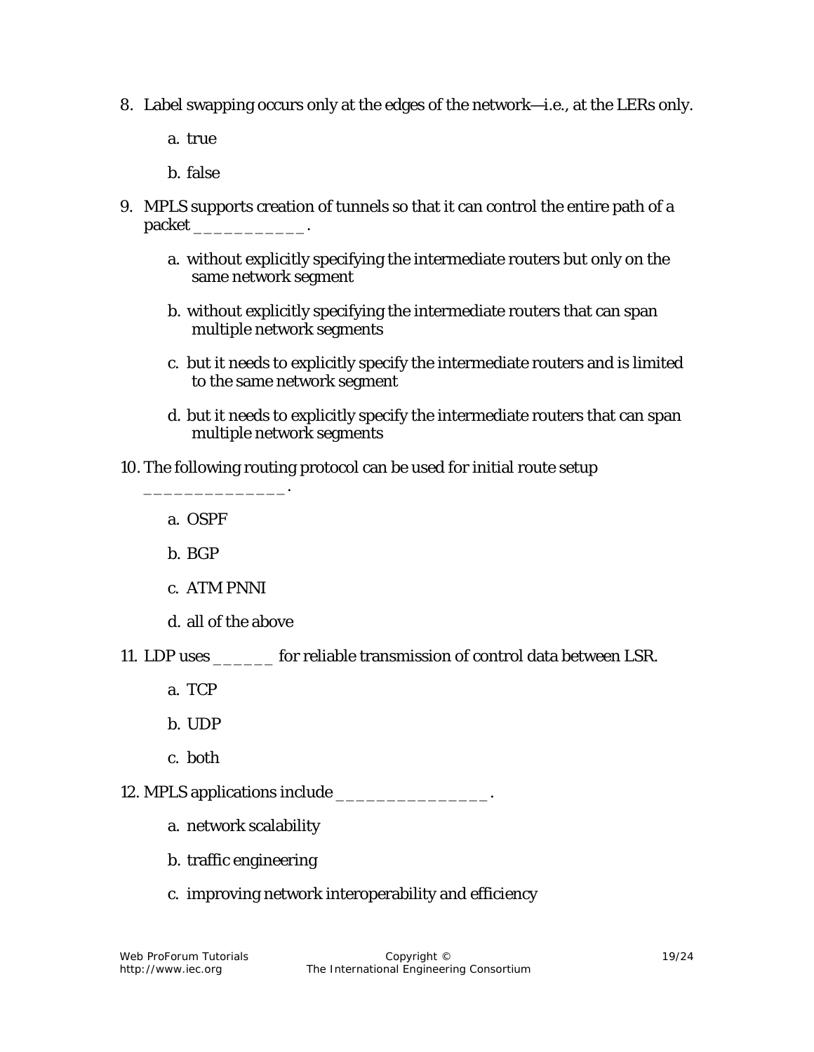8. Label swapping occurs only at the edges of the network—i.e., at the LERs only.

    a. true

    b. false

9. MPLS supports creation of tunnels so that it can control the entire path of a packet ___________.

    a. without explicitly specifying the intermediate routers but only on the same network segment

    b. without explicitly specifying the intermediate routers that can span multiple network segments

    c. but it needs to explicitly specify the intermediate routers and is limited to the same network segment

    d. but it needs to explicitly specify the intermediate routers that can span multiple network segments

10. The following routing protocol can be used for initial route setup ______________.

    a. OSPF

    b. BGP

    c. ATM PNNI

    d. all of the above

11. LDP uses ______ for reliable transmission of control data between LSR.

    a. TCP

    b. UDP

    c. both

12. MPLS applications include ________________.

    a. network scalability

    b. traffic engineering

    c. improving network interoperability and efficiency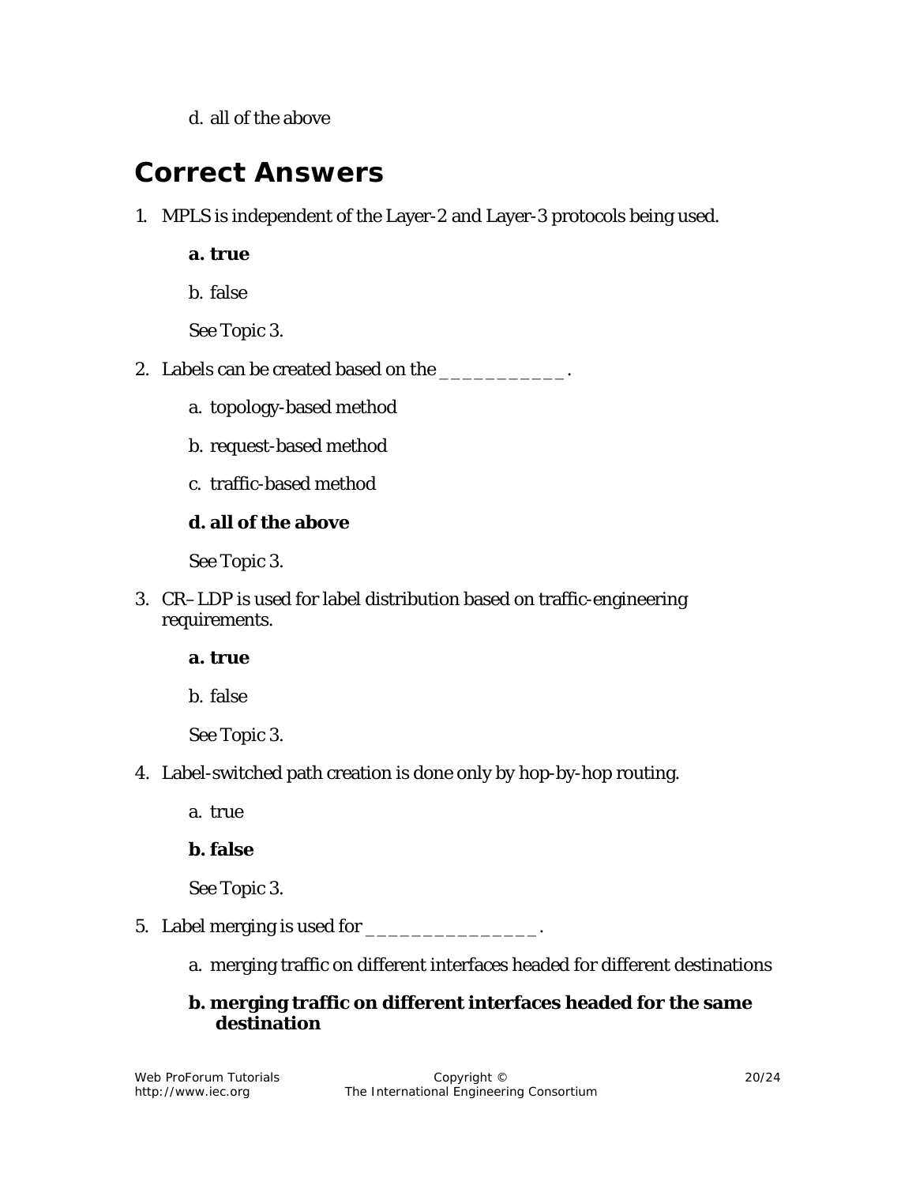d. all of the above

## Correct Answers

1. MPLS is independent of the Layer-2 and Layer-3 protocols being used.

   **a. true**

   b. false

   See Topic 3.

2. Labels can be created based on the ___________.

   a. topology-based method

   b. request-based method

   c. traffic-based method

   **d. all of the above**

   See Topic 3.

3. CR–LDP is used for label distribution based on traffic-engineering requirements.

   **a. true**

   b. false

   See Topic 3.

4. Label-switched path creation is done only by hop-by-hop routing.

   a. true

   **b. false**

   See Topic 3.

5. Label merging is used for _______________.

   a. merging traffic on different interfaces headed for different destinations

   **b. merging traffic on different interfaces headed for the same destination**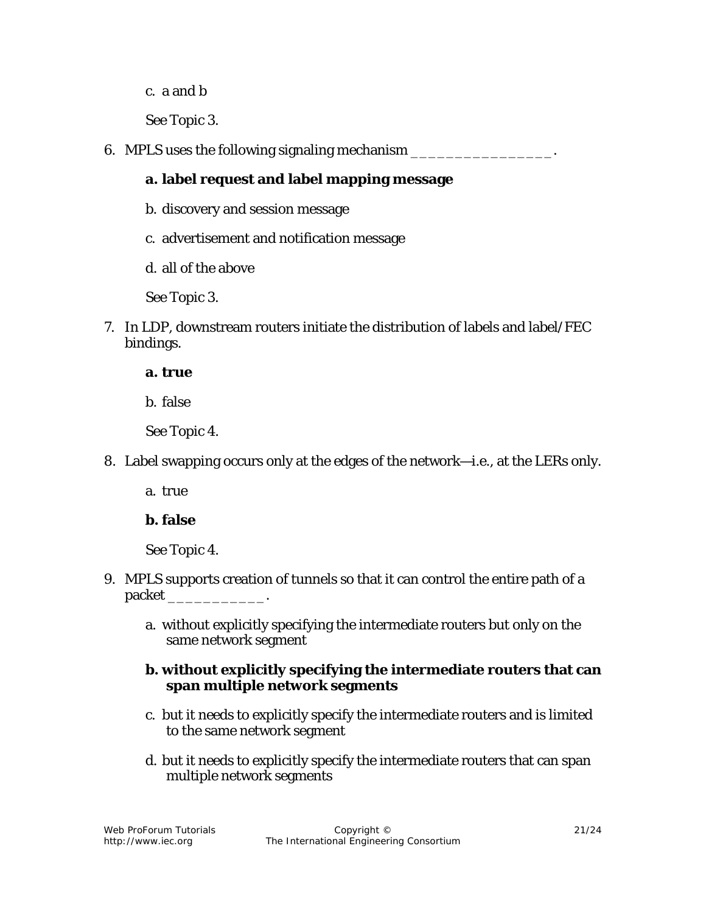c. a and b

See Topic 3.

6. MPLS uses the following signaling mechanism _________________.

    **a. label request and label mapping message**

    b. discovery and session message

    c. advertisement and notification message

    d. all of the above

    See Topic 3.

7. In LDP, downstream routers initiate the distribution of labels and label/FEC bindings.

    **a. true**

    b. false

    See Topic 4.

8. Label swapping occurs only at the edges of the network—i.e., at the LERs only.

    a. true

    **b. false**

    See Topic 4.

9. MPLS supports creation of tunnels so that it can control the entire path of a packet ___________.

    a. without explicitly specifying the intermediate routers but only on the same network segment

    **b. without explicitly specifying the intermediate routers that can span multiple network segments**

    c. but it needs to explicitly specify the intermediate routers and is limited to the same network segment

    d. but it needs to explicitly specify the intermediate routers that can span multiple network segments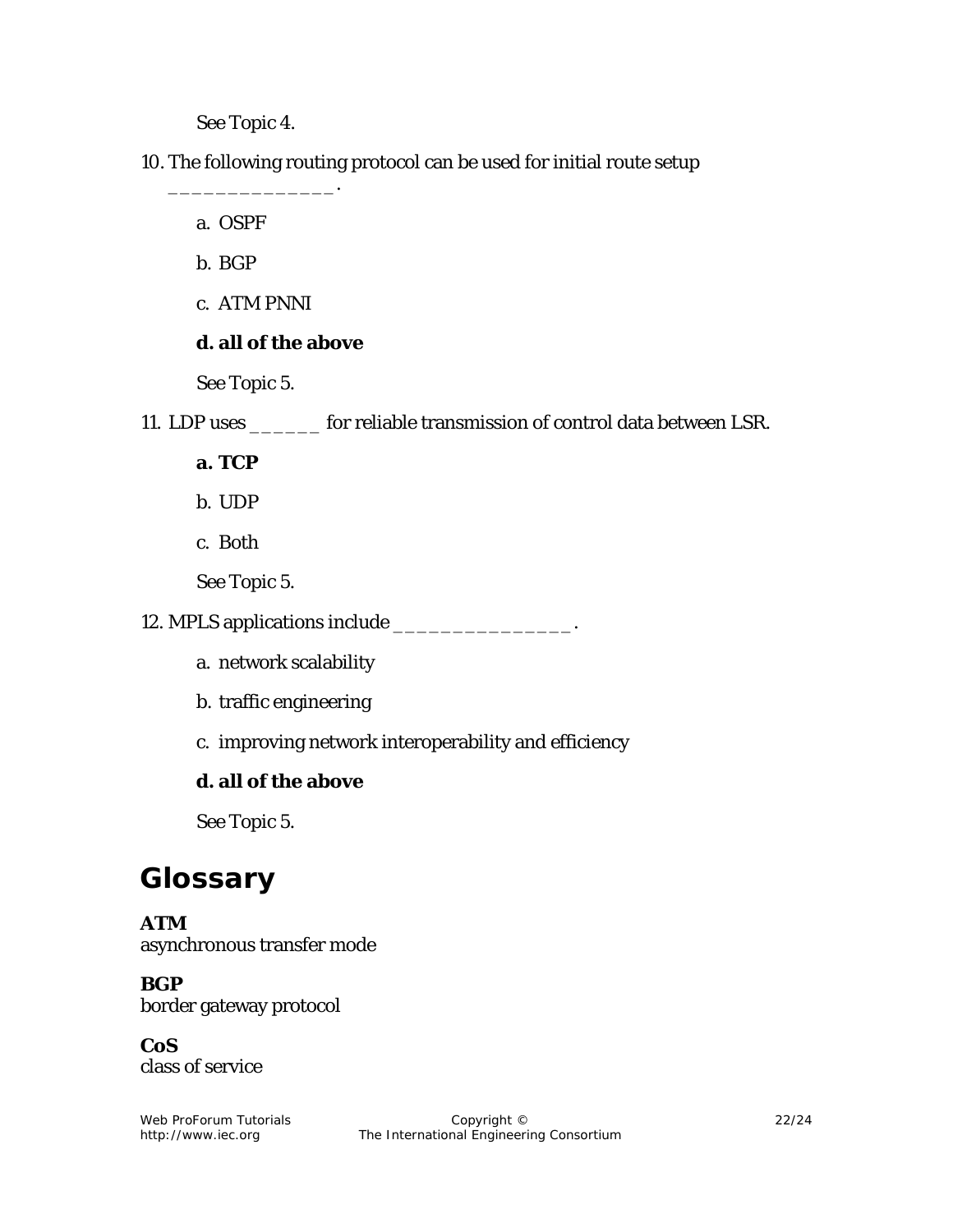See Topic 4.

10. The following routing protocol can be used for initial route setup ______________.

    a. OSPF

    b. BGP

    c. ATM PNNI

    **d. all of the above**

    See Topic 5.

11. LDP uses ______ for reliable transmission of control data between LSR.

    **a. TCP**

    b. UDP

    c. Both

    See Topic 5.

12. MPLS applications include _______________.

    a. network scalability

    b. traffic engineering

    c. improving network interoperability and efficiency

    **d. all of the above**

    See Topic 5.

# Glossary

**ATM**
asynchronous transfer mode

**BGP**
border gateway protocol

**CoS**
class of service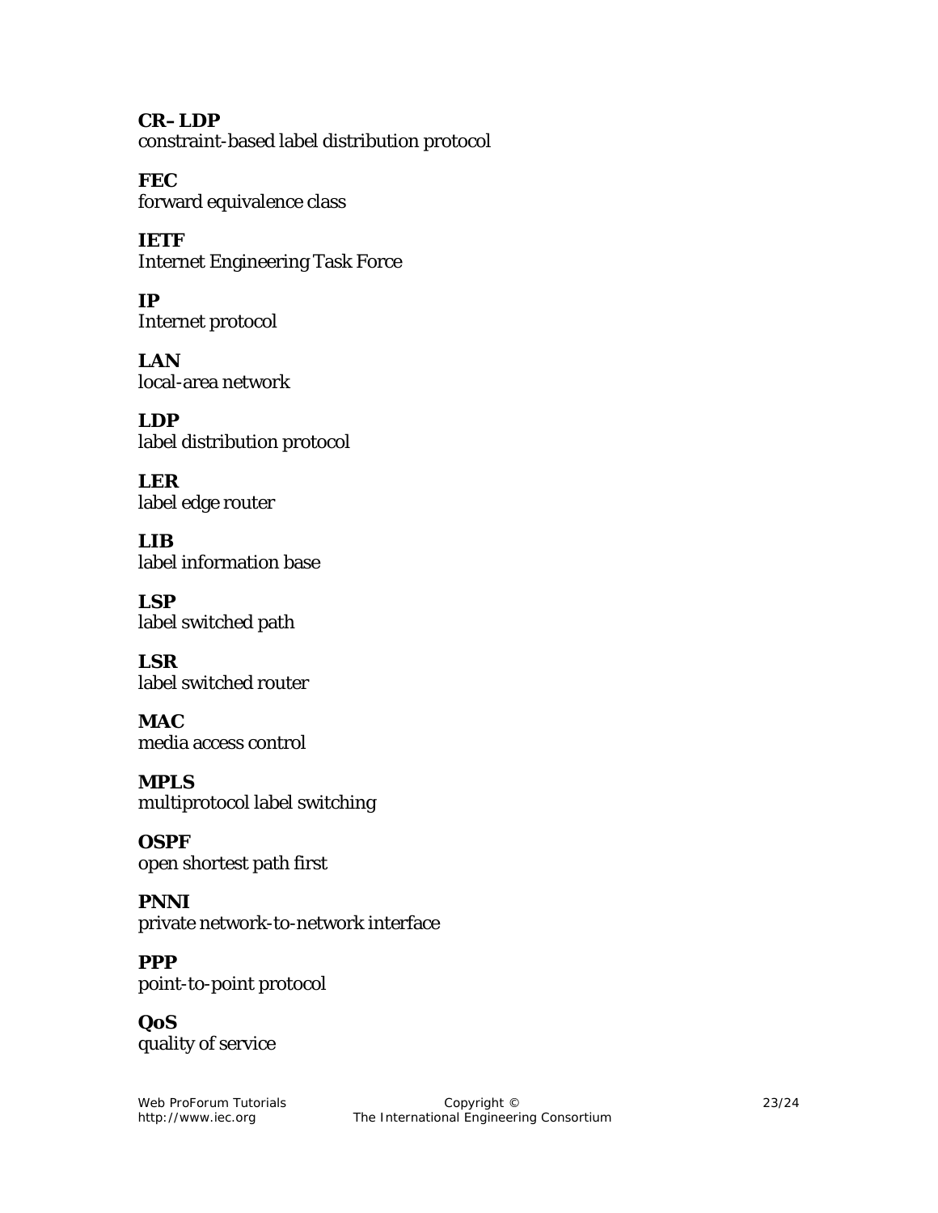**CR–LDP**
constraint-based label distribution protocol

**FEC**
forward equivalence class

**IETF**
Internet Engineering Task Force

**IP**
Internet protocol

**LAN**
local-area network

**LDP**
label distribution protocol

**LER**
label edge router

**LIB**
label information base

**LSP**
label switched path

**LSR**
label switched router

**MAC**
media access control

**MPLS**
multiprotocol label switching

**OSPF**
open shortest path first

**PNNI**
private network-to-network interface

**PPP**
point-to-point protocol

**QoS**
quality of service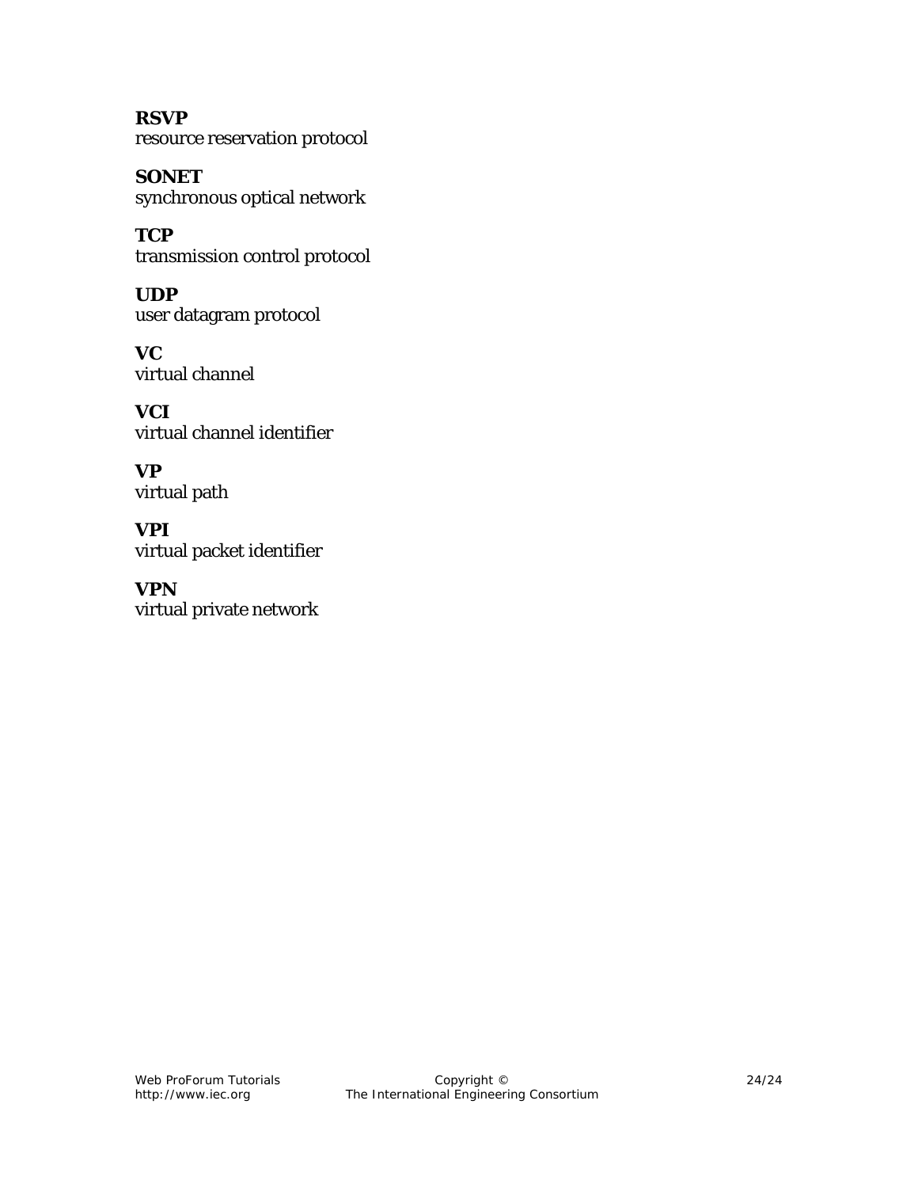**RSVP**
resource reservation protocol

**SONET**
synchronous optical network

**TCP**
transmission control protocol

**UDP**
user datagram protocol

**VC**
virtual channel

**VCI**
virtual channel identifier

**VP**
virtual path

**VPI**
virtual packet identifier

**VPN**
virtual private network